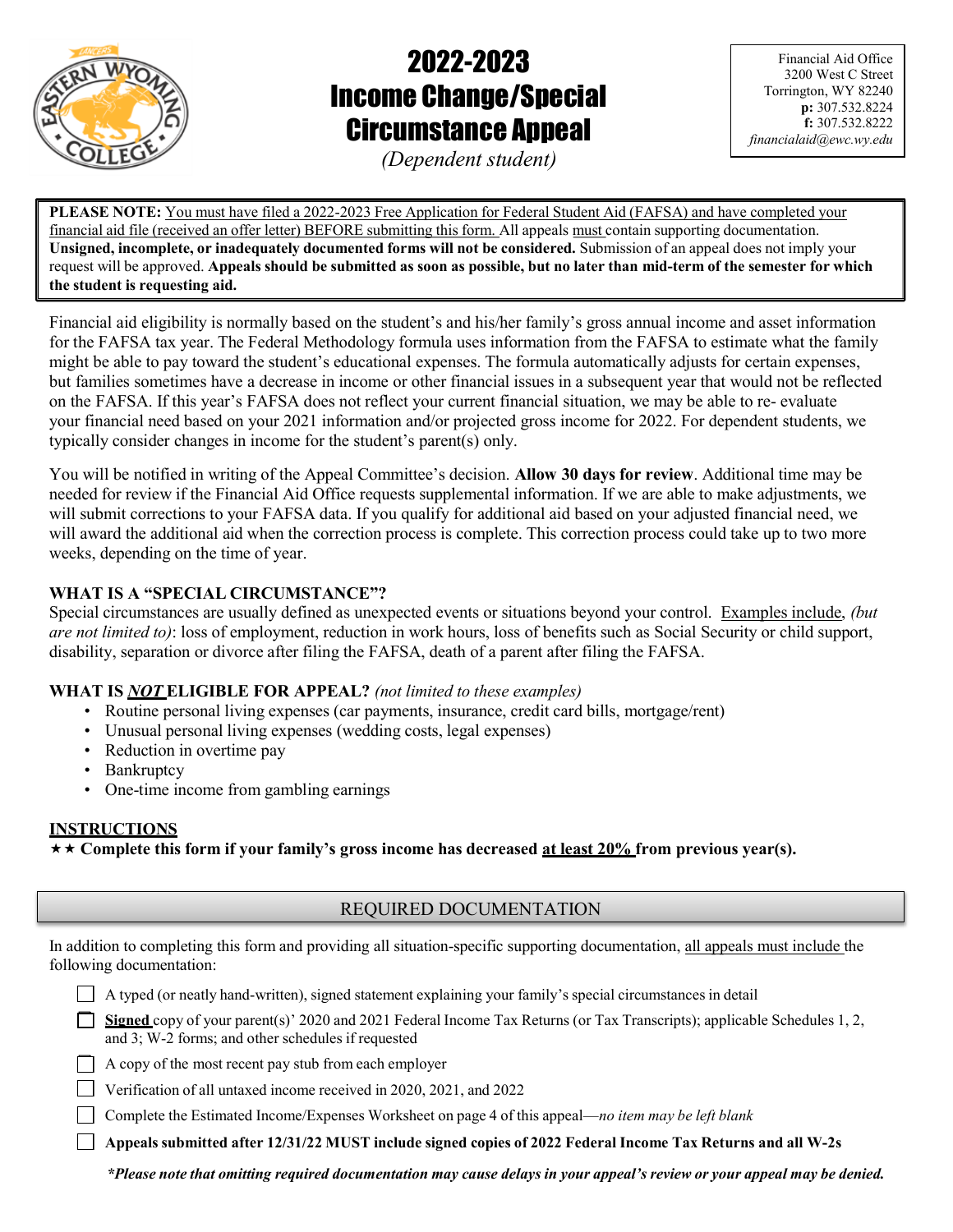# 2022-2023 Income Change/Special Circumstance Appeal

*(Dependent student)*

Financial Aid Office
3200 West C Street
Torrington, WY 82240
**p:** 307.532.8224
**f:** 307.532.8222
*financialaid@ewc.wy.edu*

**PLEASE NOTE:** You must have filed a 2022-2023 Free Application for Federal Student Aid (FAFSA) and have completed your financial aid file (received an offer letter) BEFORE submitting this form. All appeals must contain supporting documentation. **Unsigned, incomplete, or inadequately documented forms will not be considered.** Submission of an appeal does not imply your request will be approved. **Appeals should be submitted as soon as possible, but no later than mid-term of the semester for which the student is requesting aid.**

Financial aid eligibility is normally based on the student's and his/her family's gross annual income and asset information for the FAFSA tax year. The Federal Methodology formula uses information from the FAFSA to estimate what the family might be able to pay toward the student's educational expenses. The formula automatically adjusts for certain expenses, but families sometimes have a decrease in income or other financial issues in a subsequent year that would not be reflected on the FAFSA. If this year's FAFSA does not reflect your current financial situation, we may be able to re- evaluate your financial need based on your 2021 information and/or projected gross income for 2022. For dependent students, we typically consider changes in income for the student's parent(s) only.

You will be notified in writing of the Appeal Committee's decision. **Allow 30 days for review**. Additional time may be needed for review if the Financial Aid Office requests supplemental information. If we are able to make adjustments, we will submit corrections to your FAFSA data. If you qualify for additional aid based on your adjusted financial need, we will award the additional aid when the correction process is complete. This correction process could take up to two more weeks, depending on the time of year.

**WHAT IS A "SPECIAL CIRCUMSTANCE"?**

Special circumstances are usually defined as unexpected events or situations beyond your control. Examples include, *(but are not limited to)*: loss of employment, reduction in work hours, loss of benefits such as Social Security or child support, disability, separation or divorce after filing the FAFSA, death of a parent after filing the FAFSA.

**WHAT IS *NOT* ELIGIBLE FOR APPEAL?** *(not limited to these examples)*

- Routine personal living expenses (car payments, insurance, credit card bills, mortgage/rent)
- Unusual personal living expenses (wedding costs, legal expenses)
- Reduction in overtime pay
- Bankruptcy
- One-time income from gambling earnings

**INSTRUCTIONS**

★★ **Complete this form if your family's gross income has decreased at least 20% from previous year(s).**

## REQUIRED DOCUMENTATION

In addition to completing this form and providing all situation-specific supporting documentation, all appeals must include the following documentation:

- ☐ A typed (or neatly hand-written), signed statement explaining your family's special circumstances in detail
- ☐ **Signed** copy of your parent(s)' 2020 and 2021 Federal Income Tax Returns (or Tax Transcripts); applicable Schedules 1, 2, and 3; W-2 forms; and other schedules if requested
- ☐ A copy of the most recent pay stub from each employer
- ☐ Verification of all untaxed income received in 2020, 2021, and 2022
- ☐ Complete the Estimated Income/Expenses Worksheet on page 4 of this appeal—*no item may be left blank*
- ☐ **Appeals submitted after 12/31/22 MUST include signed copies of 2022 Federal Income Tax Returns and all W-2s**

***Please note that omitting required documentation may cause delays in your appeal's review or your appeal may be denied.***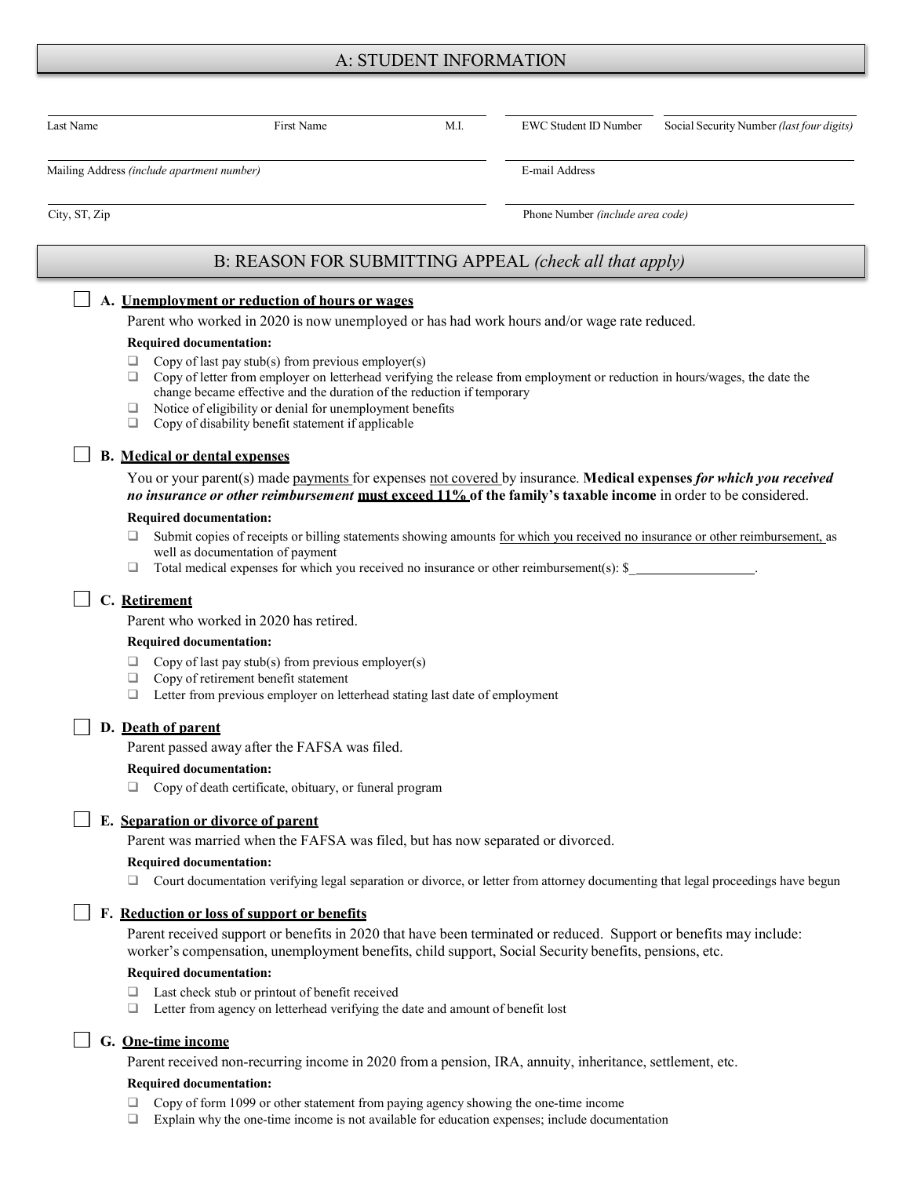## A: STUDENT INFORMATION

| Last Name | First Name | M.I. | EWC Student ID Number | Social Security Number *(last four digits)* |
|---|---|---|---|---|
| | | | | |

| Mailing Address *(include apartment number)* | E-mail Address |
|---|---|
| | |

| City, ST, Zip | Phone Number *(include area code)* |
|---|---|
| | |

## B: REASON FOR SUBMITTING APPEAL *(check all that apply)*

☐ **A. Unemployment or reduction of hours or wages**

Parent who worked in 2020 is now unemployed or has had work hours and/or wage rate reduced.

**Required documentation:**

- ☐ Copy of last pay stub(s) from previous employer(s)
- ☐ Copy of letter from employer on letterhead verifying the release from employment or reduction in hours/wages, the date the change became effective and the duration of the reduction if temporary
- ☐ Notice of eligibility or denial for unemployment benefits
- ☐ Copy of disability benefit statement if applicable

☐ **B. Medical or dental expenses**

You or your parent(s) made payments for expenses not covered by insurance. **Medical expenses *for which you received no insurance or other reimbursement* must exceed 11% of the family's taxable income** in order to be considered.

**Required documentation:**

- ☐ Submit copies of receipts or billing statements showing amounts for which you received no insurance or other reimbursement, as well as documentation of payment
- ☐ Total medical expenses for which you received no insurance or other reimbursement(s): $__________________.

☐ **C. Retirement**

Parent who worked in 2020 has retired.

**Required documentation:**

- ☐ Copy of last pay stub(s) from previous employer(s)
- ☐ Copy of retirement benefit statement
- ☐ Letter from previous employer on letterhead stating last date of employment

☐ **D. Death of parent**

Parent passed away after the FAFSA was filed.

**Required documentation:**

- ☐ Copy of death certificate, obituary, or funeral program

☐ **E. Separation or divorce of parent**

Parent was married when the FAFSA was filed, but has now separated or divorced.

**Required documentation:**

- ☐ Court documentation verifying legal separation or divorce, or letter from attorney documenting that legal proceedings have begun

☐ **F. Reduction or loss of support or benefits**

Parent received support or benefits in 2020 that have been terminated or reduced. Support or benefits may include: worker's compensation, unemployment benefits, child support, Social Security benefits, pensions, etc.

**Required documentation:**

- ☐ Last check stub or printout of benefit received
- ☐ Letter from agency on letterhead verifying the date and amount of benefit lost

☐ **G. One-time income**

Parent received non-recurring income in 2020 from a pension, IRA, annuity, inheritance, settlement, etc.

**Required documentation:**

- ☐ Copy of form 1099 or other statement from paying agency showing the one-time income
- ☐ Explain why the one-time income is not available for education expenses; include documentation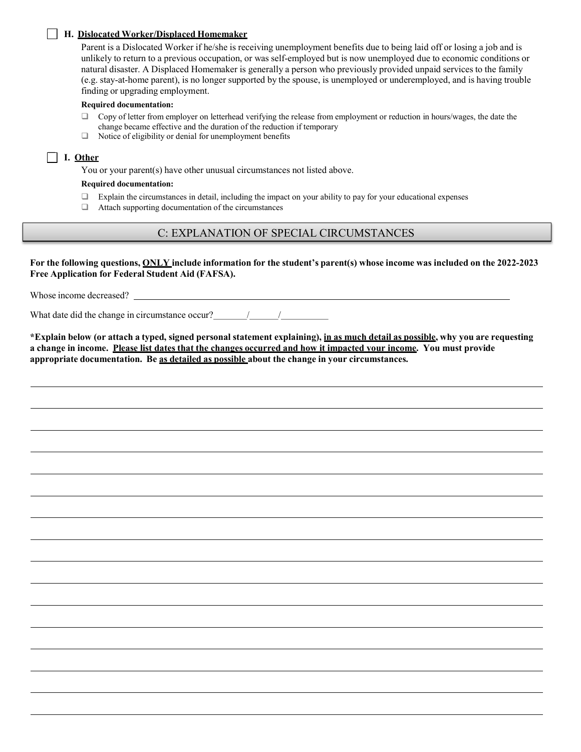☐ **H. <u>Dislocated Worker/Displaced Homemaker</u>**

Parent is a Dislocated Worker if he/she is receiving unemployment benefits due to being laid off or losing a job and is unlikely to return to a previous occupation, or was self-employed but is now unemployed due to economic conditions or natural disaster. A Displaced Homemaker is generally a person who previously provided unpaid services to the family (e.g. stay-at-home parent), is no longer supported by the spouse, is unemployed or underemployed, and is having trouble finding or upgrading employment.

**Required documentation:**

- ☐ Copy of letter from employer on letterhead verifying the release from employment or reduction in hours/wages, the date the change became effective and the duration of the reduction if temporary
- ☐ Notice of eligibility or denial for unemployment benefits

☐ **I. <u>Other</u>**

You or your parent(s) have other unusual circumstances not listed above.

**Required documentation:**

- ☐ Explain the circumstances in detail, including the impact on your ability to pay for your educational expenses
- ☐ Attach supporting documentation of the circumstances

## C: EXPLANATION OF SPECIAL CIRCUMSTANCES

**For the following questions, <u>ONLY</u> include information for the student's parent(s) whose income was included on the 2022-2023 Free Application for Federal Student Aid (FAFSA).**

Whose income decreased? ________________________________________________

What date did the change in circumstance occur? _______/______/__________

**\*Explain below (or attach a typed, signed personal statement explaining), <u>in as much detail as possible</u>, why you are requesting a change in income. <u>Please list dates that the changes occurred and how it impacted your income</u>. You must provide appropriate documentation. Be <u>as detailed as possible</u> about the change in your circumstances.**

________________________________________________________________________

________________________________________________________________________

________________________________________________________________________

________________________________________________________________________

________________________________________________________________________

________________________________________________________________________

________________________________________________________________________

________________________________________________________________________

________________________________________________________________________

________________________________________________________________________

________________________________________________________________________

________________________________________________________________________

________________________________________________________________________

________________________________________________________________________

________________________________________________________________________

________________________________________________________________________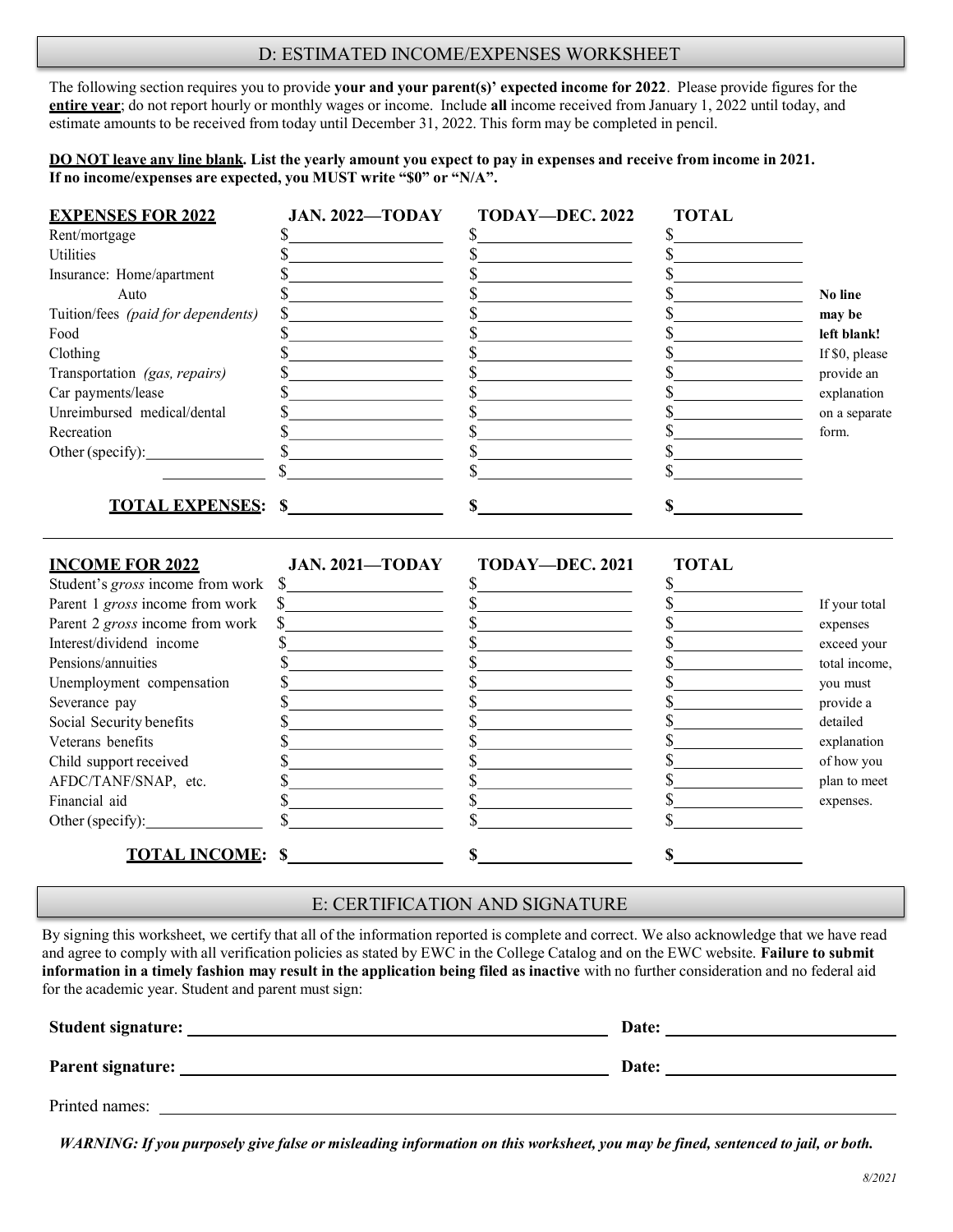## D: ESTIMATED INCOME/EXPENSES WORKSHEET

The following section requires you to provide **your and your parent(s)' expected income for 2022**. Please provide figures for the **entire year**; do not report hourly or monthly wages or income. Include **all** income received from January 1, 2022 until today, and estimate amounts to be received from today until December 31, 2022. This form may be completed in pencil.

**DO NOT leave any line blank. List the yearly amount you expect to pay in expenses and receive from income in 2021. If no income/expenses are expected, you MUST write "$0" or "N/A".**

| **EXPENSES FOR 2022** | **JAN. 2022—TODAY** | **TODAY—DEC. 2022** | **TOTAL** | |
|---|---|---|---|---|
| Rent/mortgage | $ | $ | $ | |
| Utilities | $ | $ | $ | |
| Insurance: Home/apartment | $ | $ | $ | |
| Auto | $ | $ | $ | **No line** |
| Tuition/fees *(paid for dependents)* | $ | $ | $ | **may be** |
| Food | $ | $ | $ | **left blank!** |
| Clothing | $ | $ | $ | If $0, please |
| Transportation *(gas, repairs)* | $ | $ | $ | provide an |
| Car payments/lease | $ | $ | $ | explanation |
| Unreimbursed medical/dental | $ | $ | $ | on a separate |
| Recreation | $ | $ | $ | form. |
| Other (specify):_______________ | $ | $ | $ | |
| _______________ | $ | $ | $ | |
| **TOTAL EXPENSES:** | **$** | **$** | **$** | |

| **INCOME FOR 2022** | **JAN. 2021—TODAY** | **TODAY—DEC. 2021** | **TOTAL** | |
|---|---|---|---|---|
| Student's *gross* income from work | $ | $ | $ | |
| Parent 1 *gross* income from work | $ | $ | $ | If your total |
| Parent 2 *gross* income from work | $ | $ | $ | expenses |
| Interest/dividend income | $ | $ | $ | exceed your |
| Pensions/annuities | $ | $ | $ | total income, |
| Unemployment compensation | $ | $ | $ | you must |
| Severance pay | $ | $ | $ | provide a |
| Social Security benefits | $ | $ | $ | detailed |
| Veterans benefits | $ | $ | $ | explanation |
| Child support received | $ | $ | $ | of how you |
| AFDC/TANF/SNAP, etc. | $ | $ | $ | plan to meet |
| Financial aid | $ | $ | $ | expenses. |
| Other (specify):_______________ | $ | $ | $ | |
| **TOTAL INCOME:** | **$** | **$** | **$** | |

## E: CERTIFICATION AND SIGNATURE

By signing this worksheet, we certify that all of the information reported is complete and correct. We also acknowledge that we have read and agree to comply with all verification policies as stated by EWC in the College Catalog and on the EWC website. **Failure to submit information in a timely fashion may result in the application being filed as inactive** with no further consideration and no federal aid for the academic year. Student and parent must sign:

**Student signature:** ______________________________ **Date:** ______________

**Parent signature:** ______________________________ **Date:** ______________

Printed names: ______________________________________________

***WARNING: If you purposely give false or misleading information on this worksheet, you may be fined, sentenced to jail, or both.***

*8/2021*